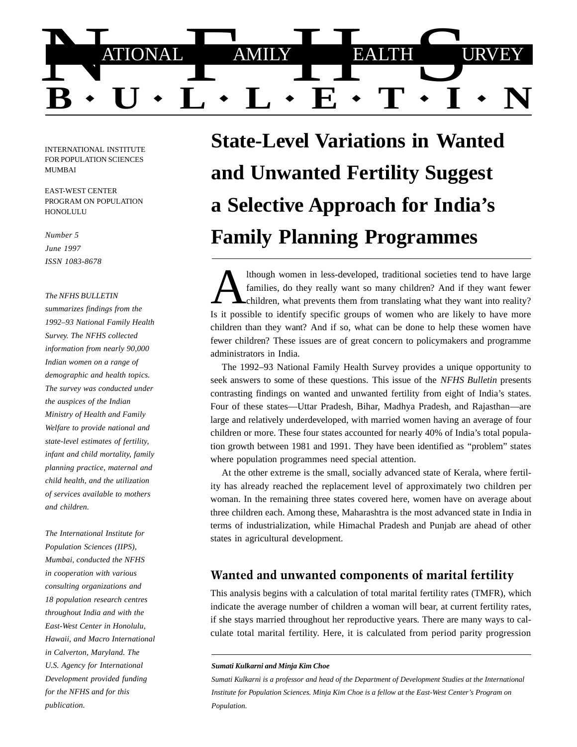# NATIONAL FAMILY HEALTH SURVEY BULLETIN

INTERNATIONAL INSTITUTE FOR POPULATION SCIENCES MUMBAI

EAST-WEST CENTER PROGRAM ON POPULATION HONOLULU

*Number 5*
*June 1997*
*ISSN 1083-8678*

*The NFHS BULLETIN summarizes findings from the 1992–93 National Family Health Survey. The NFHS collected information from nearly 90,000 Indian women on a range of demographic and health topics. The survey was conducted under the auspices of the Indian Ministry of Health and Family Welfare to provide national and state-level estimates of fertility, infant and child mortality, family planning practice, maternal and child health, and the utilization of services available to mothers and children.*

*The International Institute for Population Sciences (IIPS), Mumbai, conducted the NFHS in cooperation with various consulting organizations and 18 population research centres throughout India and with the East-West Center in Honolulu, Hawaii, and Macro International in Calverton, Maryland. The U.S. Agency for International Development provided funding for the NFHS and for this publication.*

# State-Level Variations in Wanted and Unwanted Fertility Suggest a Selective Approach for India's Family Planning Programmes

Although women in less-developed, traditional societies tend to have large families, do they really want so many children? And if they want fewer children, what prevents them from translating what they want into reality? Is it possible to identify specific groups of women who are likely to have more children than they want? And if so, what can be done to help these women have fewer children? These issues are of great concern to policymakers and programme administrators in India.

The 1992–93 National Family Health Survey provides a unique opportunity to seek answers to some of these questions. This issue of the *NFHS Bulletin* presents contrasting findings on wanted and unwanted fertility from eight of India's states. Four of these states—Uttar Pradesh, Bihar, Madhya Pradesh, and Rajasthan—are large and relatively underdeveloped, with married women having an average of four children or more. These four states accounted for nearly 40% of India's total population growth between 1981 and 1991. They have been identified as "problem" states where population programmes need special attention.

At the other extreme is the small, socially advanced state of Kerala, where fertility has already reached the replacement level of approximately two children per woman. In the remaining three states covered here, women have on average about three children each. Among these, Maharashtra is the most advanced state in India in terms of industrialization, while Himachal Pradesh and Punjab are ahead of other states in agricultural development.

## Wanted and unwanted components of marital fertility

This analysis begins with a calculation of total marital fertility rates (TMFR), which indicate the average number of children a woman will bear, at current fertility rates, if she stays married throughout her reproductive years. There are many ways to calculate total marital fertility. Here, it is calculated from period parity progression

***Sumati Kulkarni and Minja Kim Choe***

*Sumati Kulkarni is a professor and head of the Department of Development Studies at the International Institute for Population Sciences. Minja Kim Choe is a fellow at the East-West Center's Program on Population.*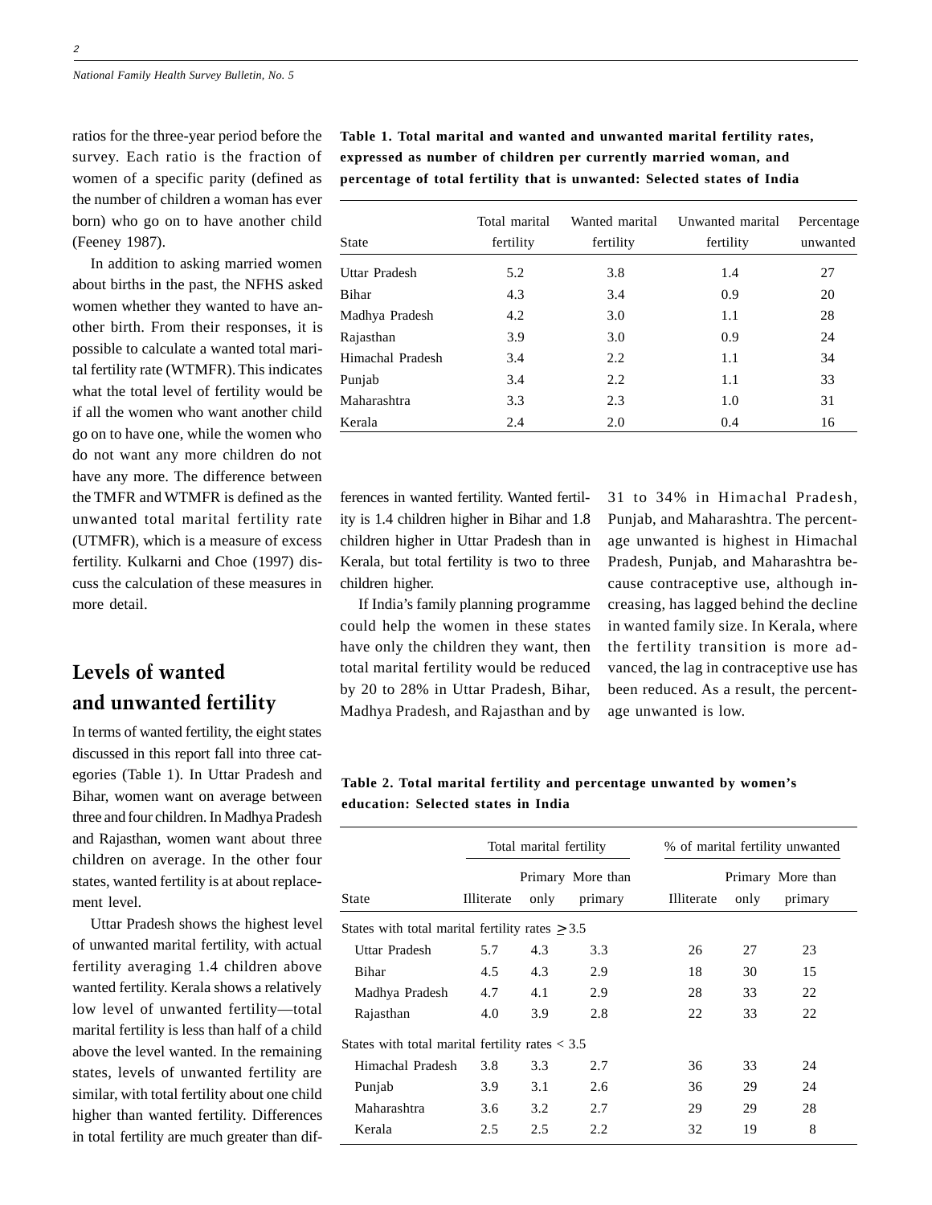ratios for the three-year period before the survey. Each ratio is the fraction of women of a specific parity (defined as the number of children a woman has ever born) who go on to have another child (Feeney 1987).

In addition to asking married women about births in the past, the NFHS asked women whether they wanted to have another birth. From their responses, it is possible to calculate a wanted total marital fertility rate (WTMFR). This indicates what the total level of fertility would be if all the women who want another child go on to have one, while the women who do not want any more children do not have any more. The difference between the TMFR and WTMFR is defined as the unwanted total marital fertility rate (UTMFR), which is a measure of excess fertility. Kulkarni and Choe (1997) discuss the calculation of these measures in more detail.

**Table 1. Total marital and wanted and unwanted marital fertility rates, expressed as number of children per currently married woman, and percentage of total fertility that is unwanted: Selected states of India**

| State | Total marital fertility | Wanted marital fertility | Unwanted marital fertility | Percentage unwanted |
|---|---|---|---|---|
| Uttar Pradesh | 5.2 | 3.8 | 1.4 | 27 |
| Bihar | 4.3 | 3.4 | 0.9 | 20 |
| Madhya Pradesh | 4.2 | 3.0 | 1.1 | 28 |
| Rajasthan | 3.9 | 3.0 | 0.9 | 24 |
| Himachal Pradesh | 3.4 | 2.2 | 1.1 | 34 |
| Punjab | 3.4 | 2.2 | 1.1 | 33 |
| Maharashtra | 3.3 | 2.3 | 1.0 | 31 |
| Kerala | 2.4 | 2.0 | 0.4 | 16 |

## Levels of wanted and unwanted fertility

In terms of wanted fertility, the eight states discussed in this report fall into three categories (Table 1). In Uttar Pradesh and Bihar, women want on average between three and four children. In Madhya Pradesh and Rajasthan, women want about three children on average. In the other four states, wanted fertility is at about replacement level.

Uttar Pradesh shows the highest level of unwanted marital fertility, with actual fertility averaging 1.4 children above wanted fertility. Kerala shows a relatively low level of unwanted fertility—total marital fertility is less than half of a child above the level wanted. In the remaining states, levels of unwanted fertility are similar, with total fertility about one child higher than wanted fertility. Differences in total fertility are much greater than differences in wanted fertility. Wanted fertility is 1.4 children higher in Bihar and 1.8 children higher in Uttar Pradesh than in Kerala, but total fertility is two to three children higher.

If India's family planning programme could help the women in these states have only the children they want, then total marital fertility would be reduced by 20 to 28% in Uttar Pradesh, Bihar, Madhya Pradesh, and Rajasthan and by 31 to 34% in Himachal Pradesh, Punjab, and Maharashtra. The percentage unwanted is highest in Himachal Pradesh, Punjab, and Maharashtra because contraceptive use, although increasing, has lagged behind the decline in wanted family size. In Kerala, where the fertility transition is more advanced, the lag in contraceptive use has been reduced. As a result, the percentage unwanted is low.

**Table 2. Total marital fertility and percentage unwanted by women's education: Selected states in India**

| | Total marital fertility | | | % of marital fertility unwanted | | |
|---|---|---|---|---|---|---|
| State | Illiterate | Primary only | More than primary | Illiterate | Primary only | More than primary |
| States with total marital fertility rates ≥ 3.5 | | | | | | |
| Uttar Pradesh | 5.7 | 4.3 | 3.3 | 26 | 27 | 23 |
| Bihar | 4.5 | 4.3 | 2.9 | 18 | 30 | 15 |
| Madhya Pradesh | 4.7 | 4.1 | 2.9 | 28 | 33 | 22 |
| Rajasthan | 4.0 | 3.9 | 2.8 | 22 | 33 | 22 |
| States with total marital fertility rates < 3.5 | | | | | | |
| Himachal Pradesh | 3.8 | 3.3 | 2.7 | 36 | 33 | 24 |
| Punjab | 3.9 | 3.1 | 2.6 | 36 | 29 | 24 |
| Maharashtra | 3.6 | 3.2 | 2.7 | 29 | 29 | 28 |
| Kerala | 2.5 | 2.5 | 2.2 | 32 | 19 | 8 |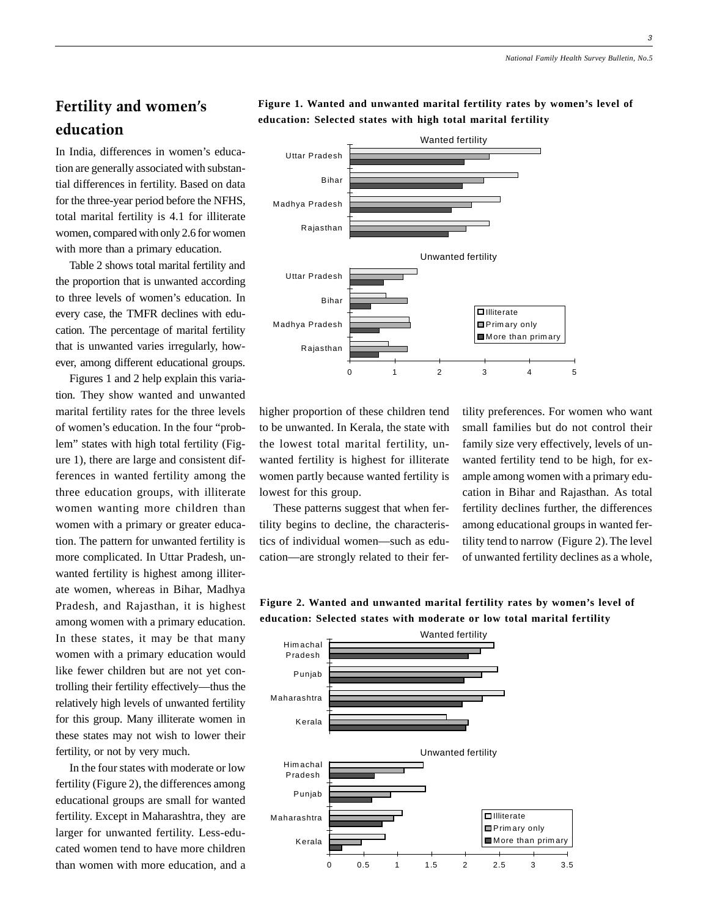## Fertility and women's education

In India, differences in women's education are generally associated with substantial differences in fertility. Based on data for the three-year period before the NFHS, total marital fertility is 4.1 for illiterate women, compared with only 2.6 for women with more than a primary education.

Table 2 shows total marital fertility and the proportion that is unwanted according to three levels of women's education. In every case, the TMFR declines with education. The percentage of marital fertility that is unwanted varies irregularly, however, among different educational groups.

Figures 1 and 2 help explain this variation. They show wanted and unwanted marital fertility rates for the three levels of women's education. In the four "problem" states with high total fertility (Figure 1), there are large and consistent differences in wanted fertility among the three education groups, with illiterate women wanting more children than women with a primary or greater education. The pattern for unwanted fertility is more complicated. In Uttar Pradesh, unwanted fertility is highest among illiterate women, whereas in Bihar, Madhya Pradesh, and Rajasthan, it is highest among women with a primary education. In these states, it may be that many women with a primary education would like fewer children but are not yet controlling their fertility effectively—thus the relatively high levels of unwanted fertility for this group. Many illiterate women in these states may not wish to lower their fertility, or not by very much.

In the four states with moderate or low fertility (Figure 2), the differences among educational groups are small for wanted fertility. Except in Maharashtra, they are larger for unwanted fertility. Less-educated women tend to have more children than women with more education, and a higher proportion of these children tend to be unwanted. In Kerala, the state with the lowest total marital fertility, unwanted fertility is highest for illiterate women partly because wanted fertility is lowest for this group.

These patterns suggest that when fertility begins to decline, the characteristics of individual women—such as education—are strongly related to their fertility preferences. For women who want small families but do not control their family size very effectively, levels of unwanted fertility tend to be high, for example among women with a primary education in Bihar and Rajasthan. As total fertility declines further, the differences among educational groups in wanted fertility tend to narrow (Figure 2). The level of unwanted fertility declines as a whole,

**Figure 1. Wanted and unwanted marital fertility rates by women's level of education: Selected states with high total marital fertility**

**Figure 2. Wanted and unwanted marital fertility rates by women's level of education: Selected states with moderate or low total marital fertility**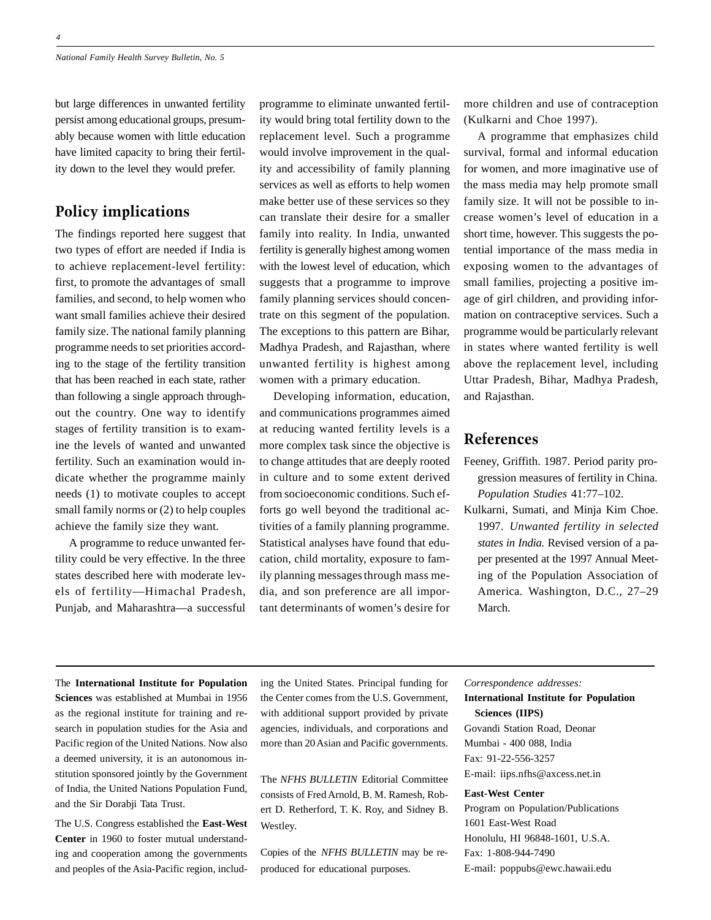but large differences in unwanted fertility persist among educational groups, presumably because women with little education have limited capacity to bring their fertility down to the level they would prefer.

## Policy implications

The findings reported here suggest that two types of effort are needed if India is to achieve replacement-level fertility: first, to promote the advantages of small families, and second, to help women who want small families achieve their desired family size. The national family planning programme needs to set priorities according to the stage of the fertility transition that has been reached in each state, rather than following a single approach throughout the country. One way to identify stages of fertility transition is to examine the levels of wanted and unwanted fertility. Such an examination would indicate whether the programme mainly needs (1) to motivate couples to accept small family norms or (2) to help couples achieve the family size they want.

A programme to reduce unwanted fertility could be very effective. In the three states described here with moderate levels of fertility—Himachal Pradesh, Punjab, and Maharashtra—a successful programme to eliminate unwanted fertility would bring total fertility down to the replacement level. Such a programme would involve improvement in the quality and accessibility of family planning services as well as efforts to help women make better use of these services so they can translate their desire for a smaller family into reality. In India, unwanted fertility is generally highest among women with the lowest level of education, which suggests that a programme to improve family planning services should concentrate on this segment of the population. The exceptions to this pattern are Bihar, Madhya Pradesh, and Rajasthan, where unwanted fertility is highest among women with a primary education.

Developing information, education, and communications programmes aimed at reducing wanted fertility levels is a more complex task since the objective is to change attitudes that are deeply rooted in culture and to some extent derived from socioeconomic conditions. Such efforts go well beyond the traditional activities of a family planning programme. Statistical analyses have found that education, child mortality, exposure to family planning messages through mass media, and son preference are all important determinants of women's desire for more children and use of contraception (Kulkarni and Choe 1997).

A programme that emphasizes child survival, formal and informal education for women, and more imaginative use of the mass media may help promote small family size. It will not be possible to increase women's level of education in a short time, however. This suggests the potential importance of the mass media in exposing women to the advantages of small families, projecting a positive image of girl children, and providing information on contraceptive services. Such a programme would be particularly relevant in states where wanted fertility is well above the replacement level, including Uttar Pradesh, Bihar, Madhya Pradesh, and Rajasthan.

## References

Feeney, Griffith. 1987. Period parity progression measures of fertility in China. *Population Studies* 41:77–102.

Kulkarni, Sumati, and Minja Kim Choe. 1997. *Unwanted fertility in selected states in India.* Revised version of a paper presented at the 1997 Annual Meeting of the Population Association of America. Washington, D.C., 27–29 March.

---

The **International Institute for Population Sciences** was established at Mumbai in 1956 as the regional institute for training and research in population studies for the Asia and Pacific region of the United Nations. Now also a deemed university, it is an autonomous institution sponsored jointly by the Government of India, the United Nations Population Fund, and the Sir Dorabji Tata Trust.

The U.S. Congress established the **East-West Center** in 1960 to foster mutual understanding and cooperation among the governments and peoples of the Asia-Pacific region, including the United States. Principal funding for the Center comes from the U.S. Government, with additional support provided by private agencies, individuals, and corporations and more than 20 Asian and Pacific governments.

The *NFHS BULLETIN* Editorial Committee consists of Fred Arnold, B. M. Ramesh, Robert D. Retherford, T. K. Roy, and Sidney B. Westley.

Copies of the *NFHS BULLETIN* may be reproduced for educational purposes.

*Correspondence addresses:*

**International Institute for Population Sciences (IIPS)**
Govandi Station Road, Deonar
Mumbai - 400 088, India
Fax: 91-22-556-3257
E-mail: iips.nfhs@axcess.net.in

**East-West Center**
Program on Population/Publications
1601 East-West Road
Honolulu, HI 96848-1601, U.S.A.
Fax: 1-808-944-7490
E-mail: poppubs@ewc.hawaii.edu